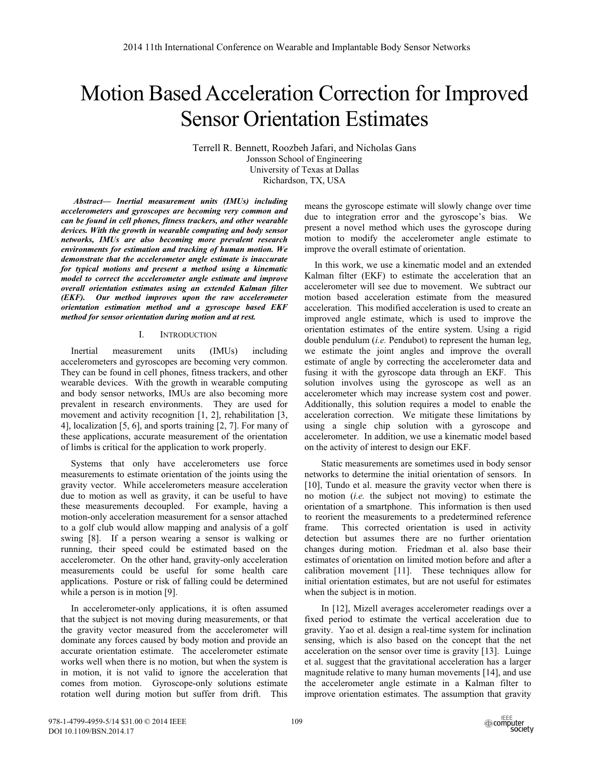# Motion Based Acceleration Correction for Improved Sensor Orientation Estimates

Terrell R. Bennett, Roozbeh Jafari, and Nicholas Gans
Jonsson School of Engineering
University of Texas at Dallas
Richardson, TX, USA

***Abstract*— *Inertial measurement units (IMUs) including accelerometers and gyroscopes are becoming very common and can be found in cell phones, fitness trackers, and other wearable devices. With the growth in wearable computing and body sensor networks, IMUs are also becoming more prevalent research environments for estimation and tracking of human motion. We demonstrate that the accelerometer angle estimate is inaccurate for typical motions and present a method using a kinematic model to correct the accelerometer angle estimate and improve overall orientation estimates using an extended Kalman filter (EKF). Our method improves upon the raw accelerometer orientation estimation method and a gyroscope based EKF method for sensor orientation during motion and at rest.***

## I. Introduction

Inertial measurement units (IMUs) including accelerometers and gyroscopes are becoming very common. They can be found in cell phones, fitness trackers, and other wearable devices. With the growth in wearable computing and body sensor networks, IMUs are also becoming more prevalent in research environments. They are used for movement and activity recognition [1, 2], rehabilitation [3, 4], localization [5, 6], and sports training [2, 7]. For many of these applications, accurate measurement of the orientation of limbs is critical for the application to work properly.

Systems that only have accelerometers use force measurements to estimate orientation of the joints using the gravity vector. While accelerometers measure acceleration due to motion as well as gravity, it can be useful to have these measurements decoupled. For example, having a motion-only acceleration measurement for a sensor attached to a golf club would allow mapping and analysis of a golf swing [8]. If a person wearing a sensor is walking or running, their speed could be estimated based on the accelerometer. On the other hand, gravity-only acceleration measurements could be useful for some health care applications. Posture or risk of falling could be determined while a person is in motion [9].

In accelerometer-only applications, it is often assumed that the subject is not moving during measurements, or that the gravity vector measured from the accelerometer will dominate any forces caused by body motion and provide an accurate orientation estimate. The accelerometer estimate works well when there is no motion, but when the system is in motion, it is not valid to ignore the acceleration that comes from motion. Gyroscope-only solutions estimate rotation well during motion but suffer from drift. This means the gyroscope estimate will slowly change over time due to integration error and the gyroscope's bias. We present a novel method which uses the gyroscope during motion to modify the accelerometer angle estimate to improve the overall estimate of orientation.

In this work, we use a kinematic model and an extended Kalman filter (EKF) to estimate the acceleration that an accelerometer will see due to movement. We subtract our motion based acceleration estimate from the measured acceleration. This modified acceleration is used to create an improved angle estimate, which is used to improve the orientation estimates of the entire system. Using a rigid double pendulum (*i.e.* Pendubot) to represent the human leg, we estimate the joint angles and improve the overall estimate of angle by correcting the accelerometer data and fusing it with the gyroscope data through an EKF. This solution involves using the gyroscope as well as an accelerometer which may increase system cost and power. Additionally, this solution requires a model to enable the acceleration correction. We mitigate these limitations by using a single chip solution with a gyroscope and accelerometer. In addition, we use a kinematic model based on the activity of interest to design our EKF.

Static measurements are sometimes used in body sensor networks to determine the initial orientation of sensors. In [10], Tundo et al. measure the gravity vector when there is no motion (*i.e.* the subject not moving) to estimate the orientation of a smartphone. This information is then used to reorient the measurements to a predetermined reference frame. This corrected orientation is used in activity detection but assumes there are no further orientation changes during motion. Friedman et al. also base their estimates of orientation on limited motion before and after a calibration movement [11]. These techniques allow for initial orientation estimates, but are not useful for estimates when the subject is in motion.

In [12], Mizell averages accelerometer readings over a fixed period to estimate the vertical acceleration due to gravity. Yao et al. design a real-time system for inclination sensing, which is also based on the concept that the net acceleration on the sensor over time is gravity [13]. Luinge et al. suggest that the gravitational acceleration has a larger magnitude relative to many human movements [14], and use the accelerometer angle estimate in a Kalman filter to improve orientation estimates. The assumption that gravity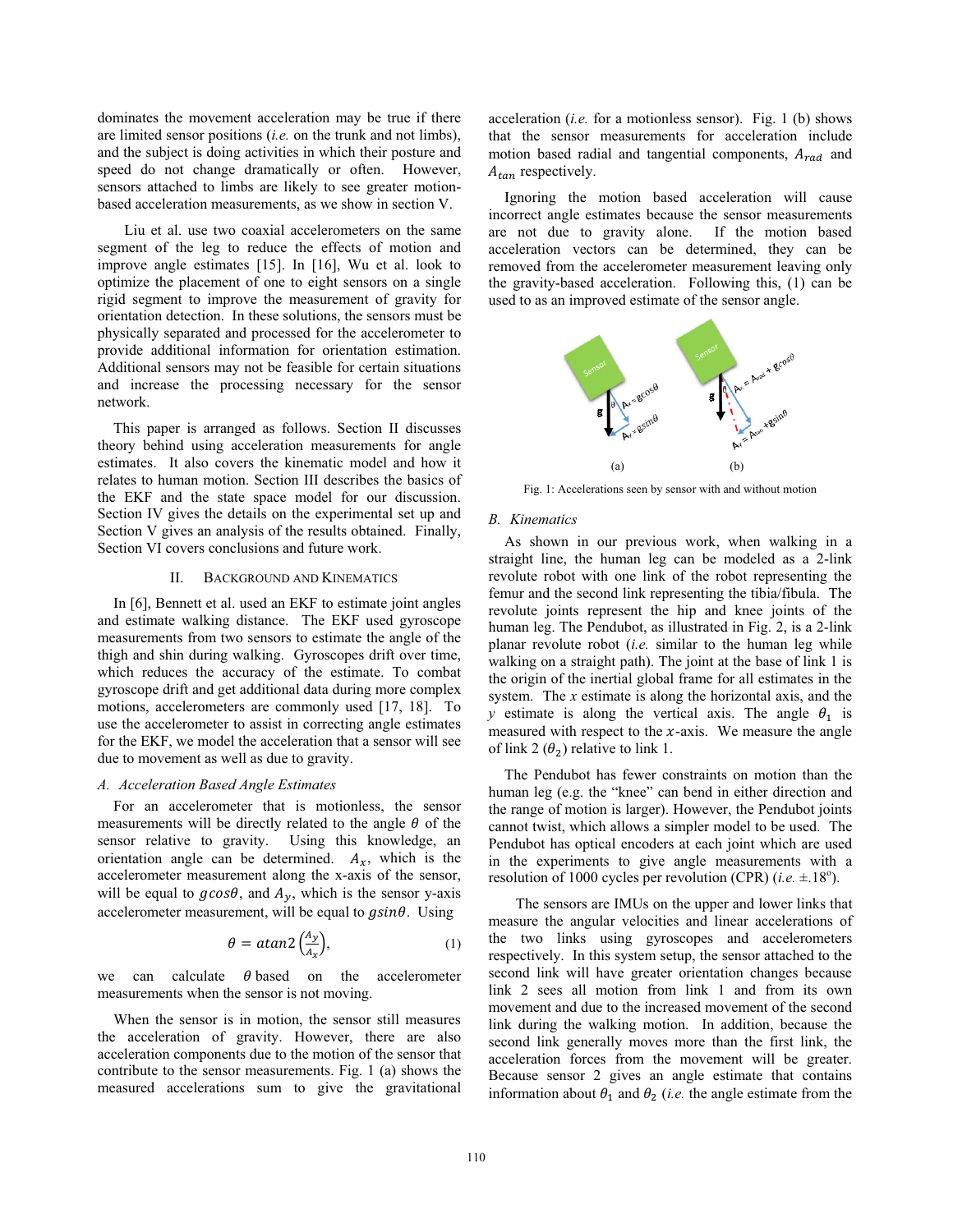dominates the movement acceleration may be true if there are limited sensor positions (*i.e.* on the trunk and not limbs), and the subject is doing activities in which their posture and speed do not change dramatically or often. However, sensors attached to limbs are likely to see greater motion-based acceleration measurements, as we show in section V.

Liu et al. use two coaxial accelerometers on the same segment of the leg to reduce the effects of motion and improve angle estimates [15]. In [16], Wu et al. look to optimize the placement of one to eight sensors on a single rigid segment to improve the measurement of gravity for orientation detection. In these solutions, the sensors must be physically separated and processed for the accelerometer to provide additional information for orientation estimation. Additional sensors may not be feasible for certain situations and increase the processing necessary for the sensor network.

This paper is arranged as follows. Section II discusses theory behind using acceleration measurements for angle estimates. It also covers the kinematic model and how it relates to human motion. Section III describes the basics of the EKF and the state space model for our discussion. Section IV gives the details on the experimental set up and Section V gives an analysis of the results obtained. Finally, Section VI covers conclusions and future work.

## II. Background and Kinematics

In [6], Bennett et al. used an EKF to estimate joint angles and estimate walking distance. The EKF used gyroscope measurements from two sensors to estimate the angle of the thigh and shin during walking. Gyroscopes drift over time, which reduces the accuracy of the estimate. To combat gyroscope drift and get additional data during more complex motions, accelerometers are commonly used [17, 18]. To use the accelerometer to assist in correcting angle estimates for the EKF, we model the acceleration that a sensor will see due to movement as well as due to gravity.

### A. Acceleration Based Angle Estimates

For an accelerometer that is motionless, the sensor measurements will be directly related to the angle $\theta$ of the sensor relative to gravity. Using this knowledge, an orientation angle can be determined. $A_x$, which is the accelerometer measurement along the x-axis of the sensor, will be equal to $g\cos\theta$, and $A_y$, which is the sensor y-axis accelerometer measurement, will be equal to $g\sin\theta$. Using

$$\theta = atan2\left(\frac{A_y}{A_x}\right), \qquad (1)$$

we can calculate $\theta$ based on the accelerometer measurements when the sensor is not moving.

When the sensor is in motion, the sensor still measures the acceleration of gravity. However, there are also acceleration components due to the motion of the sensor that contribute to the sensor measurements. Fig. 1 (a) shows the measured accelerations sum to give the gravitational acceleration (*i.e.* for a motionless sensor). Fig. 1 (b) shows that the sensor measurements for acceleration include motion based radial and tangential components, $A_{rad}$ and $A_{tan}$ respectively.

Ignoring the motion based acceleration will cause incorrect angle estimates because the sensor measurements are not due to gravity alone. If the motion based acceleration vectors can be determined, they can be removed from the accelerometer measurement leaving only the gravity-based acceleration. Following this, (1) can be used to as an improved estimate of the sensor angle.

Fig. 1: Accelerations seen by sensor with and without motion

### B. Kinematics

As shown in our previous work, when walking in a straight line, the human leg can be modeled as a 2-link revolute robot with one link of the robot representing the femur and the second link representing the tibia/fibula. The revolute joints represent the hip and knee joints of the human leg. The Pendubot, as illustrated in Fig. 2, is a 2-link planar revolute robot (*i.e.* similar to the human leg while walking on a straight path). The joint at the base of link 1 is the origin of the inertial global frame for all estimates in the system. The $x$ estimate is along the horizontal axis, and the $y$ estimate is along the vertical axis. The angle $\theta_1$ is measured with respect to the $x$-axis. We measure the angle of link 2 ($\theta_2$) relative to link 1.

The Pendubot has fewer constraints on motion than the human leg (e.g. the "knee" can bend in either direction and the range of motion is larger). However, the Pendubot joints cannot twist, which allows a simpler model to be used. The Pendubot has optical encoders at each joint which are used in the experiments to give angle measurements with a resolution of 1000 cycles per revolution (CPR) (*i.e.* $\pm.18^{\circ}$).

The sensors are IMUs on the upper and lower links that measure the angular velocities and linear accelerations of the two links using gyroscopes and accelerometers respectively. In this system setup, the sensor attached to the second link will have greater orientation changes because link 2 sees all motion from link 1 and from its own movement and due to the increased movement of the second link during the walking motion. In addition, because the second link generally moves more than the first link, the acceleration forces from the movement will be greater. Because sensor 2 gives an angle estimate that contains information about $\theta_1$ and $\theta_2$ (*i.e.* the angle estimate from the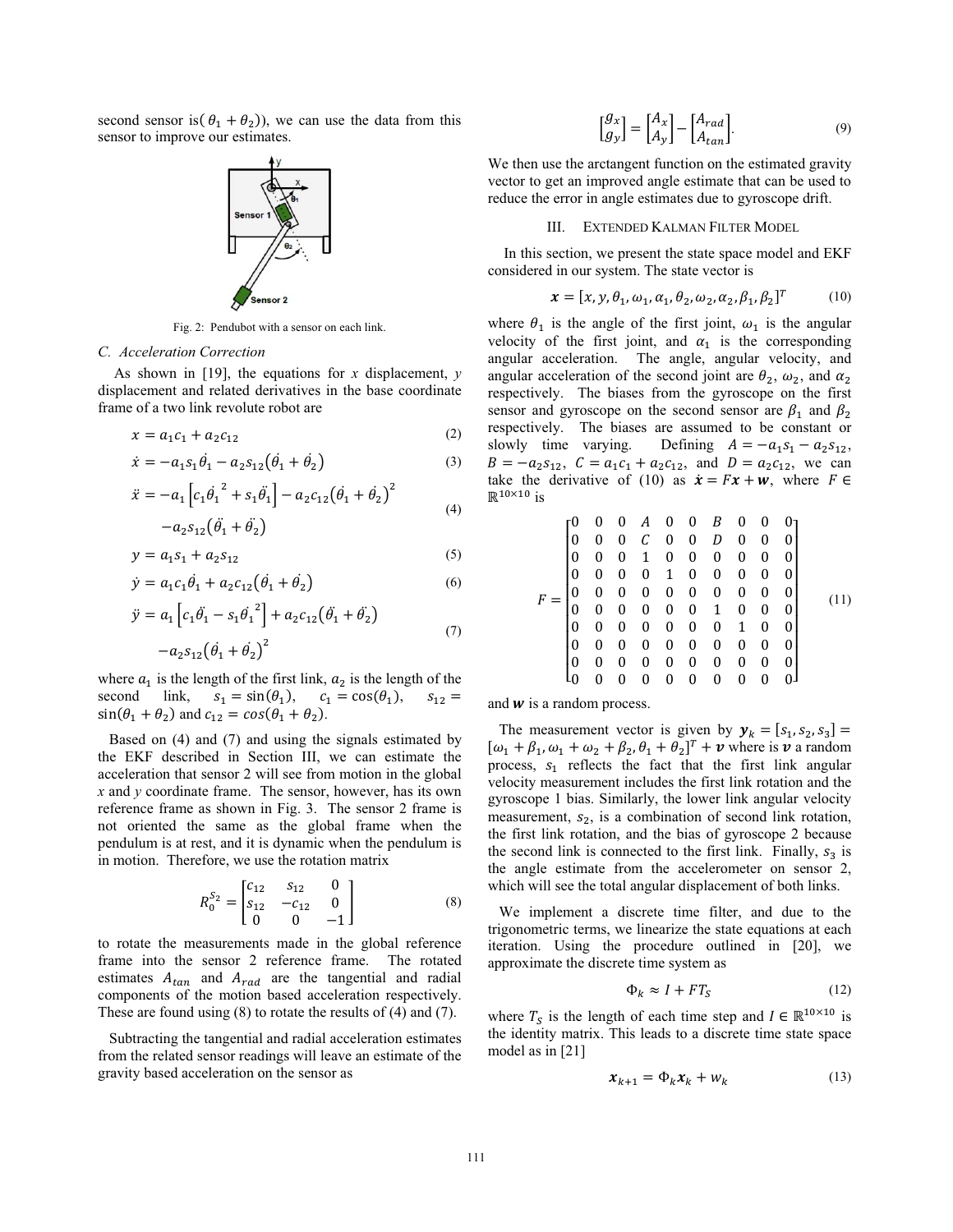second sensor is( $\theta_1 + \theta_2$)), we can use the data from this sensor to improve our estimates.

Fig. 2: Pendubot with a sensor on each link.

### C. Acceleration Correction

As shown in [19], the equations for *x* displacement, *y* displacement and related derivatives in the base coordinate frame of a two link revolute robot are

$$x = a_1 c_1 + a_2 c_{12} \tag{2}$$

$$\dot{x} = -a_1 s_1 \dot{\theta}_1 - a_2 s_{12}(\dot{\theta}_1 + \dot{\theta}_2) \tag{3}$$

$$\ddot{x} = -a_1\left[c_1 \dot{\theta}_1^{\,2} + s_1 \ddot{\theta}_1\right] - a_2 c_{12}(\dot{\theta}_1 + \dot{\theta}_2)^2 - a_2 s_{12}(\ddot{\theta}_1 + \ddot{\theta}_2) \tag{4}$$

$$y = a_1 s_1 + a_2 s_{12} \tag{5}$$

$$\dot{y} = a_1 c_1 \dot{\theta}_1 + a_2 c_{12}(\dot{\theta}_1 + \dot{\theta}_2) \tag{6}$$

$$\ddot{y} = a_1\left[c_1 \ddot{\theta}_1 - s_1 \dot{\theta}_1^{\,2}\right] + a_2 c_{12}(\ddot{\theta}_1 + \ddot{\theta}_2) - a_2 s_{12}(\dot{\theta}_1 + \dot{\theta}_2)^2 \tag{7}$$

where $a_1$ is the length of the first link, $a_2$ is the length of the second link, $s_1 = \sin(\theta_1)$, $c_1 = \cos(\theta_1)$, $s_{12} = \sin(\theta_1 + \theta_2)$ and $c_{12} = cos(\theta_1 + \theta_2)$.

Based on (4) and (7) and using the signals estimated by the EKF described in Section III, we can estimate the acceleration that sensor 2 will see from motion in the global *x* and *y* coordinate frame. The sensor, however, has its own reference frame as shown in Fig. 3. The sensor 2 frame is not oriented the same as the global frame when the pendulum is at rest, and it is dynamic when the pendulum is in motion. Therefore, we use the rotation matrix

$$R_0^{S_2} = \begin{bmatrix} c_{12} & s_{12} & 0 \\ s_{12} & -c_{12} & 0 \\ 0 & 0 & -1 \end{bmatrix} \tag{8}$$

to rotate the measurements made in the global reference frame into the sensor 2 reference frame. The rotated estimates $A_{tan}$ and $A_{rad}$ are the tangential and radial components of the motion based acceleration respectively. These are found using (8) to rotate the results of (4) and (7).

Subtracting the tangential and radial acceleration estimates from the related sensor readings will leave an estimate of the gravity based acceleration on the sensor as

$$\begin{bmatrix} g_x \\ g_y \end{bmatrix} = \begin{bmatrix} A_x \\ A_y \end{bmatrix} - \begin{bmatrix} A_{rad} \\ A_{tan} \end{bmatrix}. \tag{9}$$

We then use the arctangent function on the estimated gravity vector to get an improved angle estimate that can be used to reduce the error in angle estimates due to gyroscope drift.

## III. Extended Kalman Filter Model

In this section, we present the state space model and EKF considered in our system. The state vector is

$$\boldsymbol{x} = [x, y, \theta_1, \omega_1, \alpha_1, \theta_2, \omega_2, \alpha_2, \beta_1, \beta_2]^T \tag{10}$$

where $\theta_1$ is the angle of the first joint, $\omega_1$ is the angular velocity of the first joint, and $\alpha_1$ is the corresponding angular acceleration. The angle, angular velocity, and angular acceleration of the second joint are $\theta_2$, $\omega_2$, and $\alpha_2$ respectively. The biases from the gyroscope on the first sensor and gyroscope on the second sensor are $\beta_1$ and $\beta_2$ respectively. The biases are assumed to be constant or slowly time varying. Defining $A = -a_1 s_1 - a_2 s_{12}$, $B = -a_2 s_{12}$, $C = a_1 c_1 + a_2 c_{12}$, and $D = a_2 c_{12}$, we can take the derivative of (10) as $\dot{\boldsymbol{x}} = F\boldsymbol{x} + \boldsymbol{w}$, where $F \in \mathbb{R}^{10\times 10}$ is

$$F = \begin{bmatrix} 0 & 0 & 0 & A & 0 & 0 & B & 0 & 0 & 0 \\ 0 & 0 & 0 & C & 0 & 0 & D & 0 & 0 & 0 \\ 0 & 0 & 0 & 1 & 0 & 0 & 0 & 0 & 0 & 0 \\ 0 & 0 & 0 & 0 & 1 & 0 & 0 & 0 & 0 & 0 \\ 0 & 0 & 0 & 0 & 0 & 0 & 0 & 0 & 0 & 0 \\ 0 & 0 & 0 & 0 & 0 & 0 & 1 & 0 & 0 & 0 \\ 0 & 0 & 0 & 0 & 0 & 0 & 0 & 1 & 0 & 0 \\ 0 & 0 & 0 & 0 & 0 & 0 & 0 & 0 & 0 & 0 \\ 0 & 0 & 0 & 0 & 0 & 0 & 0 & 0 & 0 & 0 \\ 0 & 0 & 0 & 0 & 0 & 0 & 0 & 0 & 0 & 0 \end{bmatrix} \tag{11}$$

and $\boldsymbol{w}$ is a random process.

The measurement vector is given by $\boldsymbol{y}_k = [s_1, s_2, s_3] = [\omega_1 + \beta_1, \omega_1 + \omega_2 + \beta_2, \theta_1 + \theta_2]^T + \boldsymbol{v}$ where is $\boldsymbol{v}$ a random process, $s_1$ reflects the fact that the first link angular velocity measurement includes the first link rotation and the gyroscope 1 bias. Similarly, the lower link angular velocity measurement, $s_2$, is a combination of second link rotation, the first link rotation, and the bias of gyroscope 2 because the second link is connected to the first link. Finally, $s_3$ is the angle estimate from the accelerometer on sensor 2, which will see the total angular displacement of both links.

We implement a discrete time filter, and due to the trigonometric terms, we linearize the state equations at each iteration. Using the procedure outlined in [20], we approximate the discrete time system as

$$\Phi_k \approx I + FT_S \tag{12}$$

where $T_S$ is the length of each time step and $I \in \mathbb{R}^{10\times 10}$ is the identity matrix. This leads to a discrete time state space model as in [21]

$$\boldsymbol{x}_{k+1} = \Phi_k \boldsymbol{x}_k + w_k \tag{13}$$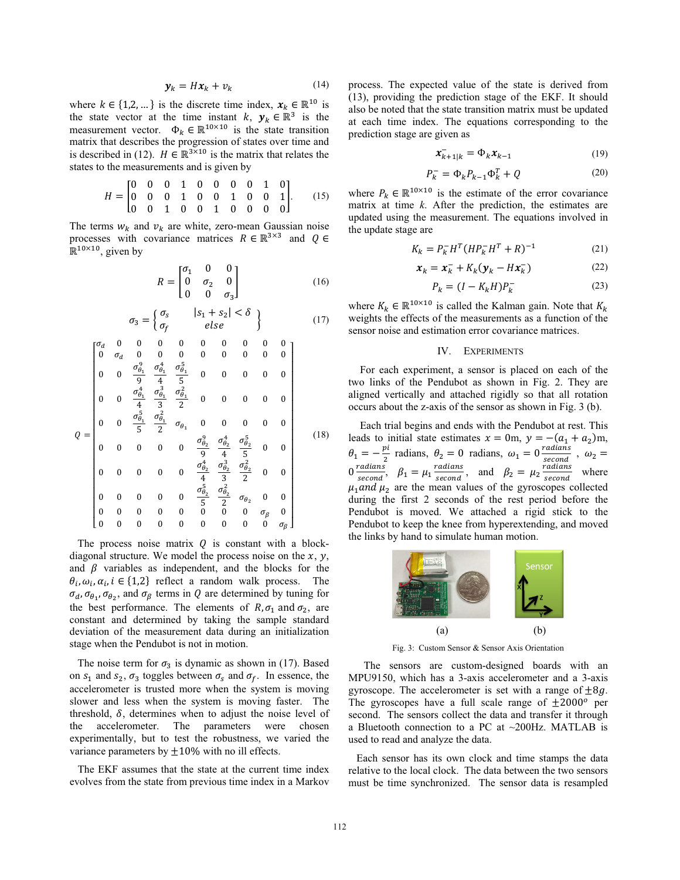$$\boldsymbol{y}_k = H\boldsymbol{x}_k + v_k \tag{14}$$

where $k \in \{1,2,\ldots\}$ is the discrete time index, $\boldsymbol{x}_k \in \mathbb{R}^{10}$ is the state vector at the time instant $k$, $\boldsymbol{y}_k \in \mathbb{R}^3$ is the measurement vector. $\Phi_k \in \mathbb{R}^{10\times 10}$ is the state transition matrix that describes the progression of states over time and is described in (12). $H \in \mathbb{R}^{3\times 10}$ is the matrix that relates the states to the measurements and is given by

$$H = \begin{bmatrix} 0 & 0 & 0 & 1 & 0 & 0 & 0 & 0 & 1 & 0 \\ 0 & 0 & 0 & 1 & 0 & 0 & 1 & 0 & 0 & 1 \\ 0 & 0 & 1 & 0 & 0 & 1 & 0 & 0 & 0 & 0 \end{bmatrix}. \tag{15}$$

The terms $w_k$ and $v_k$ are white, zero-mean Gaussian noise processes with covariance matrices $R \in \mathbb{R}^{3\times 3}$ and $Q \in \mathbb{R}^{10\times 10}$, given by

$$R = \begin{bmatrix} \sigma_1 & 0 & 0 \\ 0 & \sigma_2 & 0 \\ 0 & 0 & \sigma_3 \end{bmatrix} \tag{16}$$

$$\sigma_3 = \begin{Bmatrix} \sigma_s & |s_1 + s_2| < \delta \\ \sigma_f & else \end{Bmatrix} \tag{17}$$

$$Q = \begin{bmatrix} \sigma_d & 0 & 0 & 0 & 0 & 0 & 0 & 0 & 0 & 0 \\ 0 & \sigma_d & 0 & 0 & 0 & 0 & 0 & 0 & 0 & 0 \\ 0 & 0 & \frac{\sigma_{\theta_1}^9}{9} & \frac{\sigma_{\theta_1}^4}{4} & \frac{\sigma_{\theta_1}^5}{5} & 0 & 0 & 0 & 0 & 0 \\ 0 & 0 & \frac{\sigma_{\theta_1}^4}{4} & \frac{\sigma_{\theta_1}^3}{3} & \frac{\sigma_{\theta_1}^2}{2} & 0 & 0 & 0 & 0 & 0 \\ 0 & 0 & \frac{\sigma_{\theta_1}^5}{5} & \frac{\sigma_{\theta_1}^2}{2} & \sigma_{\theta_1} & 0 & 0 & 0 & 0 & 0 \\ 0 & 0 & 0 & 0 & 0 & \frac{\sigma_{\theta_2}^9}{9} & \frac{\sigma_{\theta_2}^4}{4} & \frac{\sigma_{\theta_2}^5}{5} & 0 & 0 \\ 0 & 0 & 0 & 0 & 0 & \frac{\sigma_{\theta_2}^4}{4} & \frac{\sigma_{\theta_2}^3}{3} & \frac{\sigma_{\theta_2}^2}{2} & 0 & 0 \\ 0 & 0 & 0 & 0 & 0 & \frac{\sigma_{\theta_2}^5}{5} & \frac{\sigma_{\theta_2}^2}{2} & \sigma_{\theta_2} & 0 & 0 \\ 0 & 0 & 0 & 0 & 0 & 0 & 0 & 0 & \sigma_\beta & 0 \\ 0 & 0 & 0 & 0 & 0 & 0 & 0 & 0 & 0 & \sigma_\beta \end{bmatrix} \tag{18}$$

The process noise matrix $Q$ is constant with a block-diagonal structure. We model the process noise on the $x$, $y$, and $\beta$ variables as independent, and the blocks for the $\theta_i, \omega_i, \alpha_i, i \in \{1,2\}$ reflect a random walk process. The $\sigma_d, \sigma_{\theta_1}, \sigma_{\theta_2}$, and $\sigma_\beta$ terms in $Q$ are determined by tuning for the best performance. The elements of $R, \sigma_1$ and $\sigma_2$, are constant and determined by taking the sample standard deviation of the measurement data during an initialization stage when the Pendubot is not in motion.

The noise term for $\sigma_3$ is dynamic as shown in (17). Based on $s_1$ and $s_2$, $\sigma_3$ toggles between $\sigma_s$ and $\sigma_f$. In essence, the accelerometer is trusted more when the system is moving slower and less when the system is moving faster. The threshold, $\delta$, determines when to adjust the noise level of the accelerometer. The parameters were chosen experimentally, but to test the robustness, we varied the variance parameters by $\pm 10\%$ with no ill effects.

The EKF assumes that the state at the current time index evolves from the state from previous time index in a Markov process. The expected value of the state is derived from (13), providing the prediction stage of the EKF. It should also be noted that the state transition matrix must be updated at each time index. The equations corresponding to the prediction stage are given as

$$\boldsymbol{x}_{k+1|k}^- = \Phi_k \boldsymbol{x}_{k-1} \tag{19}$$

$$P_k^- = \Phi_k P_{k-1} \Phi_k^T + Q \tag{20}$$

where $P_k \in \mathbb{R}^{10\times 10}$ is the estimate of the error covariance matrix at time $k$. After the prediction, the estimates are updated using the measurement. The equations involved in the update stage are

$$K_k = P_k^- H^T (H P_k^- H^T + R)^{-1} \tag{21}$$

$$\boldsymbol{x}_k = \boldsymbol{x}_k^- + K_k(\boldsymbol{y}_k - H\boldsymbol{x}_k^-) \tag{22}$$

$$P_k = (I - K_k H) P_k^- \tag{23}$$

where $K_k \in \mathbb{R}^{10\times 10}$ is called the Kalman gain. Note that $K_k$ weights the effects of the measurements as a function of the sensor noise and estimation error covariance matrices.

## IV. Experiments

For each experiment, a sensor is placed on each of the two links of the Pendubot as shown in Fig. 2. They are aligned vertically and attached rigidly so that all rotation occurs about the z-axis of the sensor as shown in Fig. 3 (b).

Each trial begins and ends with the Pendubot at rest. This leads to initial state estimates $x = 0$m, $y = -(a_1 + a_2)$m, $\theta_1 = -\frac{pi}{2}$ radians, $\theta_2 = 0$ radians, $\omega_1 = 0\frac{radians}{second}$, $\omega_2 = 0\frac{radians}{second}$, $\beta_1 = \mu_1 \frac{radians}{second}$, and $\beta_2 = \mu_2 \frac{radians}{second}$ where $\mu_1$ and $\mu_2$ are the mean values of the gyroscopes collected during the first 2 seconds of the rest period before the Pendubot is moved. We attached a rigid stick to the Pendubot to keep the knee from hyperextending, and moved the links by hand to simulate human motion.

(a) (b)

Fig. 3: Custom Sensor & Sensor Axis Orientation

The sensors are custom-designed boards with an MPU9150, which has a 3-axis accelerometer and a 3-axis gyroscope. The accelerometer is set with a range of $\pm 8g$. The gyroscopes have a full scale range of $\pm 2000^o$ per second. The sensors collect the data and transfer it through a Bluetooth connection to a PC at ~200Hz. MATLAB is used to read and analyze the data.

Each sensor has its own clock and time stamps the data relative to the local clock. The data between the two sensors must be time synchronized. The sensor data is resampled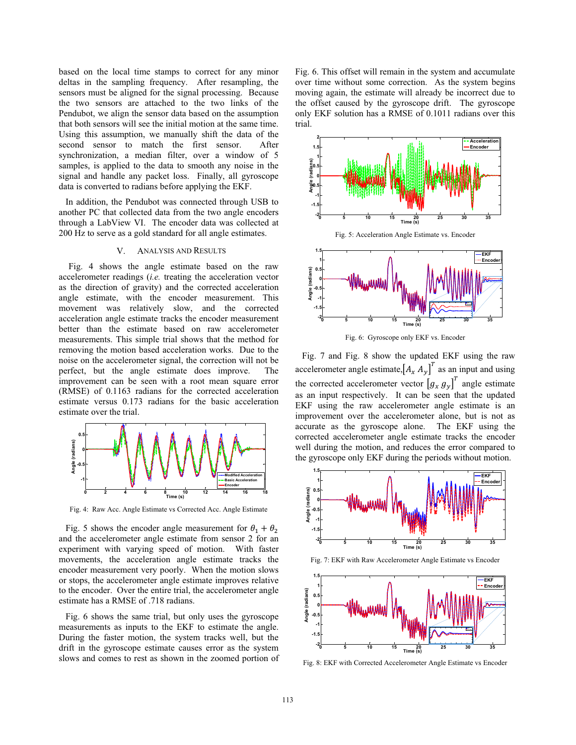based on the local time stamps to correct for any minor deltas in the sampling frequency. After resampling, the sensors must be aligned for the signal processing. Because the two sensors are attached to the two links of the Pendubot, we align the sensor data based on the assumption that both sensors will see the initial motion at the same time. Using this assumption, we manually shift the data of the second sensor to match the first sensor. After synchronization, a median filter, over a window of 5 samples, is applied to the data to smooth any noise in the signal and handle any packet loss. Finally, all gyroscope data is converted to radians before applying the EKF.

In addition, the Pendubot was connected through USB to another PC that collected data from the two angle encoders through a LabView VI. The encoder data was collected at 200 Hz to serve as a gold standard for all angle estimates.

## V. Analysis and Results

Fig. 4 shows the angle estimate based on the raw accelerometer readings (*i.e.* treating the acceleration vector as the direction of gravity) and the corrected acceleration angle estimate, with the encoder measurement. This movement was relatively slow, and the corrected acceleration angle estimate tracks the encoder measurement better than the estimate based on raw accelerometer measurements. This simple trial shows that the method for removing the motion based acceleration works. Due to the noise on the accelerometer signal, the correction will not be perfect, but the angle estimate does improve. The improvement can be seen with a root mean square error (RMSE) of 0.1163 radians for the corrected acceleration estimate versus 0.173 radians for the basic acceleration estimate over the trial.

Fig. 4: Raw Acc. Angle Estimate vs Corrected Acc. Angle Estimate

Fig. 5 shows the encoder angle measurement for $\theta_1 + \theta_2$ and the accelerometer angle estimate from sensor 2 for an experiment with varying speed of motion. With faster movements, the acceleration angle estimate tracks the encoder measurement very poorly. When the motion slows or stops, the accelerometer angle estimate improves relative to the encoder. Over the entire trial, the accelerometer angle estimate has a RMSE of .718 radians.

Fig. 6 shows the same trial, but only uses the gyroscope measurements as inputs to the EKF to estimate the angle. During the faster motion, the system tracks well, but the drift in the gyroscope estimate causes error as the system slows and comes to rest as shown in the zoomed portion of Fig. 6. This offset will remain in the system and accumulate over time without some correction. As the system begins moving again, the estimate will already be incorrect due to the offset caused by the gyroscope drift. The gyroscope only EKF solution has a RMSE of 0.1011 radians over this trial.

Fig. 5: Acceleration Angle Estimate vs. Encoder

Fig. 6: Gyroscope only EKF vs. Encoder

Fig. 7 and Fig. 8 show the updated EKF using the raw accelerometer angle estimate, $[A_x \; A_y]^T$ as an input and using the corrected accelerometer vector $[g_x \; g_y]^T$ angle estimate as an input respectively. It can be seen that the updated EKF using the raw accelerometer angle estimate is an improvement over the accelerometer alone, but is not as accurate as the gyroscope alone. The EKF using the corrected accelerometer angle estimate tracks the encoder well during the motion, and reduces the error compared to the gyroscope only EKF during the periods without motion.

Fig. 7: EKF with Raw Accelerometer Angle Estimate vs Encoder

Fig. 8: EKF with Corrected Accelerometer Angle Estimate vs Encoder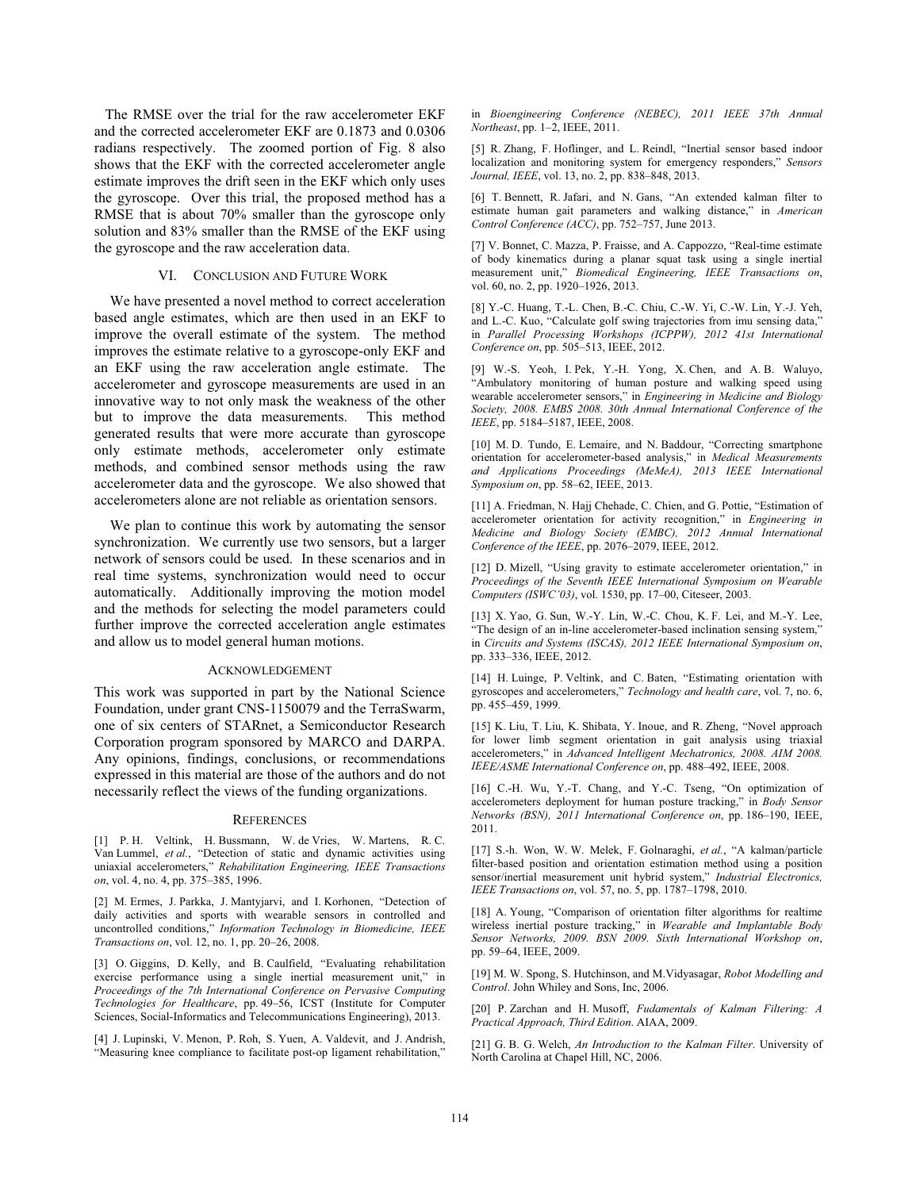The RMSE over the trial for the raw accelerometer EKF and the corrected accelerometer EKF are 0.1873 and 0.0306 radians respectively. The zoomed portion of Fig. 8 also shows that the EKF with the corrected accelerometer angle estimate improves the drift seen in the EKF which only uses the gyroscope. Over this trial, the proposed method has a RMSE that is about 70% smaller than the gyroscope only solution and 83% smaller than the RMSE of the EKF using the gyroscope and the raw acceleration data.

## VI. Conclusion and Future Work

We have presented a novel method to correct acceleration based angle estimates, which are then used in an EKF to improve the overall estimate of the system. The method improves the estimate relative to a gyroscope-only EKF and an EKF using the raw acceleration angle estimate. The accelerometer and gyroscope measurements are used in an innovative way to not only mask the weakness of the other but to improve the data measurements. This method generated results that were more accurate than gyroscope only estimate methods, accelerometer only estimate methods, and combined sensor methods using the raw accelerometer data and the gyroscope. We also showed that accelerometers alone are not reliable as orientation sensors.

We plan to continue this work by automating the sensor synchronization. We currently use two sensors, but a larger network of sensors could be used. In these scenarios and in real time systems, synchronization would need to occur automatically. Additionally improving the motion model and the methods for selecting the model parameters could further improve the corrected acceleration angle estimates and allow us to model general human motions.

## Acknowledgement

This work was supported in part by the National Science Foundation, under grant CNS-1150079 and the TerraSwarm, one of six centers of STARnet, a Semiconductor Research Corporation program sponsored by MARCO and DARPA. Any opinions, findings, conclusions, or recommendations expressed in this material are those of the authors and do not necessarily reflect the views of the funding organizations.

## References

[1] P. H. Veltink, H. Bussmann, W. de Vries, W. Martens, R. C. Van Lummel, *et al.*, "Detection of static and dynamic activities using uniaxial accelerometers," *Rehabilitation Engineering, IEEE Transactions on*, vol. 4, no. 4, pp. 375–385, 1996.

[2] M. Ermes, J. Parkka, J. Mantyjarvi, and I. Korhonen, "Detection of daily activities and sports with wearable sensors in controlled and uncontrolled conditions," *Information Technology in Biomedicine, IEEE Transactions on*, vol. 12, no. 1, pp. 20–26, 2008.

[3] O. Giggins, D. Kelly, and B. Caulfield, "Evaluating rehabilitation exercise performance using a single inertial measurement unit," in *Proceedings of the 7th International Conference on Pervasive Computing Technologies for Healthcare*, pp. 49–56, ICST (Institute for Computer Sciences, Social-Informatics and Telecommunications Engineering), 2013.

[4] J. Lupinski, V. Menon, P. Roh, S. Yuen, A. Valdevit, and J. Andrish, "Measuring knee compliance to facilitate post-op ligament rehabilitation," in *Bioengineering Conference (NEBEC), 2011 IEEE 37th Annual Northeast*, pp. 1–2, IEEE, 2011.

[5] R. Zhang, F. Hoflinger, and L. Reindl, "Inertial sensor based indoor localization and monitoring system for emergency responders," *Sensors Journal, IEEE*, vol. 13, no. 2, pp. 838–848, 2013.

[6] T. Bennett, R. Jafari, and N. Gans, "An extended kalman filter to estimate human gait parameters and walking distance," in *American Control Conference (ACC)*, pp. 752–757, June 2013.

[7] V. Bonnet, C. Mazza, P. Fraisse, and A. Cappozzo, "Real-time estimate of body kinematics during a planar squat task using a single inertial measurement unit," *Biomedical Engineering, IEEE Transactions on*, vol. 60, no. 2, pp. 1920–1926, 2013.

[8] Y.-C. Huang, T.-L. Chen, B.-C. Chiu, C.-W. Yi, C.-W. Lin, Y.-J. Yeh, and L.-C. Kuo, "Calculate golf swing trajectories from imu sensing data," in *Parallel Processing Workshops (ICPPW), 2012 41st International Conference on*, pp. 505–513, IEEE, 2012.

[9] W.-S. Yeoh, I. Pek, Y.-H. Yong, X. Chen, and A. B. Waluyo, "Ambulatory monitoring of human posture and walking speed using wearable accelerometer sensors," in *Engineering in Medicine and Biology Society, 2008. EMBS 2008. 30th Annual International Conference of the IEEE*, pp. 5184–5187, IEEE, 2008.

[10] M. D. Tundo, E. Lemaire, and N. Baddour, "Correcting smartphone orientation for accelerometer-based analysis," in *Medical Measurements and Applications Proceedings (MeMeA), 2013 IEEE International Symposium on*, pp. 58–62, IEEE, 2013.

[11] A. Friedman, N. Hajj Chehade, C. Chien, and G. Pottie, "Estimation of accelerometer orientation for activity recognition," in *Engineering in Medicine and Biology Society (EMBC), 2012 Annual International Conference of the IEEE*, pp. 2076–2079, IEEE, 2012.

[12] D. Mizell, "Using gravity to estimate accelerometer orientation," in *Proceedings of the Seventh IEEE International Symposium on Wearable Computers (ISWC'03)*, vol. 1530, pp. 17–00, Citeseer, 2003.

[13] X. Yao, G. Sun, W.-Y. Lin, W.-C. Chou, K. F. Lei, and M.-Y. Lee, "The design of an in-line accelerometer-based inclination sensing system," in *Circuits and Systems (ISCAS), 2012 IEEE International Symposium on*, pp. 333–336, IEEE, 2012.

[14] H. Luinge, P. Veltink, and C. Baten, "Estimating orientation with gyroscopes and accelerometers," *Technology and health care*, vol. 7, no. 6, pp. 455–459, 1999.

[15] K. Liu, T. Liu, K. Shibata, Y. Inoue, and R. Zheng, "Novel approach for lower limb segment orientation in gait analysis using triaxial accelerometers," in *Advanced Intelligent Mechatronics, 2008. AIM 2008. IEEE/ASME International Conference on*, pp. 488–492, IEEE, 2008.

[16] C.-H. Wu, Y.-T. Chang, and Y.-C. Tseng, "On optimization of accelerometers deployment for human posture tracking," in *Body Sensor Networks (BSN), 2011 International Conference on*, pp. 186–190, IEEE, 2011.

[17] S.-h. Won, W. W. Melek, F. Golnaraghi, *et al.*, "A kalman/particle filter-based position and orientation estimation method using a position sensor/inertial measurement unit hybrid system," *Industrial Electronics, IEEE Transactions on*, vol. 57, no. 5, pp. 1787–1798, 2010.

[18] A. Young, "Comparison of orientation filter algorithms for realtime wireless inertial posture tracking," in *Wearable and Implantable Body Sensor Networks, 2009. BSN 2009. Sixth International Workshop on*, pp. 59–64, IEEE, 2009.

[19] M. W. Spong, S. Hutchinson, and M.Vidyasagar, *Robot Modelling and Control*. John Whiley and Sons, Inc, 2006.

[20] P. Zarchan and H. Musoff, *Fudamentals of Kalman Filtering: A Practical Approach, Third Edition*. AIAA, 2009.

[21] G. B. G. Welch, *An Introduction to the Kalman Filter*. University of North Carolina at Chapel Hill, NC, 2006.